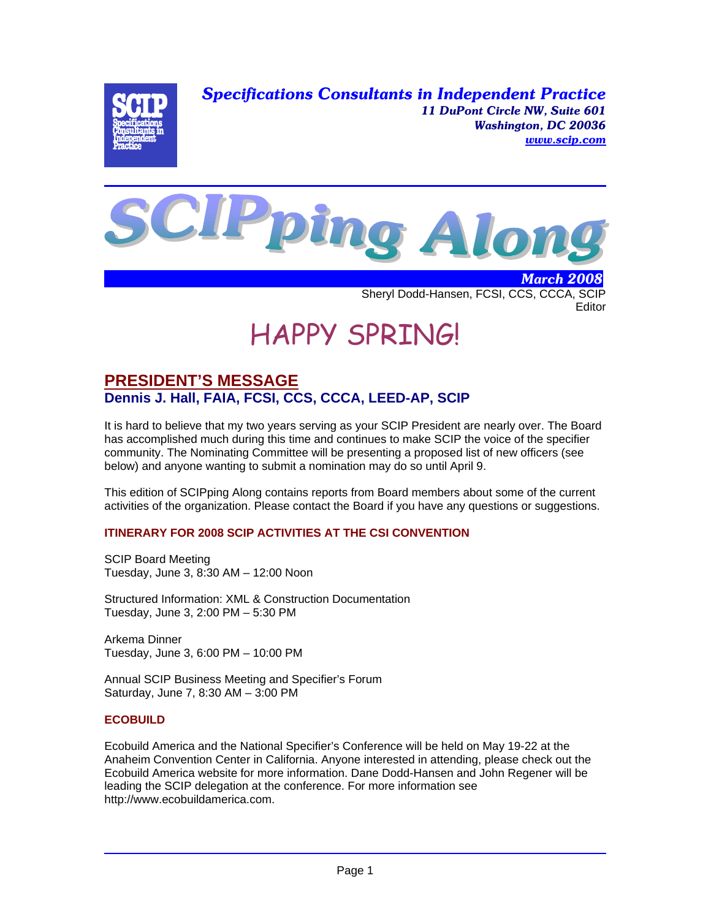**Specifications Consultants in Independent Practice**
*11 DuPont Circle NW, Suite 601*
*Washington, DC 20036*
*www.scip.com*

# SCIPping Along

*March 2008*

Sheryl Dodd-Hansen, FCSI, CCS, CCCA, SCIP
Editor

# HAPPY SPRING!

## PRESIDENT'S MESSAGE

**Dennis J. Hall, FAIA, FCSI, CCS, CCCA, LEED-AP, SCIP**

It is hard to believe that my two years serving as your SCIP President are nearly over. The Board has accomplished much during this time and continues to make SCIP the voice of the specifier community. The Nominating Committee will be presenting a proposed list of new officers (see below) and anyone wanting to submit a nomination may do so until April 9.

This edition of SCIPping Along contains reports from Board members about some of the current activities of the organization. Please contact the Board if you have any questions or suggestions.

### ITINERARY FOR 2008 SCIP ACTIVITIES AT THE CSI CONVENTION

SCIP Board Meeting
Tuesday, June 3, 8:30 AM – 12:00 Noon

Structured Information: XML & Construction Documentation
Tuesday, June 3, 2:00 PM – 5:30 PM

Arkema Dinner
Tuesday, June 3, 6:00 PM – 10:00 PM

Annual SCIP Business Meeting and Specifier's Forum
Saturday, June 7, 8:30 AM – 3:00 PM

### ECOBUILD

Ecobuild America and the National Specifier's Conference will be held on May 19-22 at the Anaheim Convention Center in California. Anyone interested in attending, please check out the Ecobuild America website for more information. Dane Dodd-Hansen and John Regener will be leading the SCIP delegation at the conference. For more information see http://www.ecobuildamerica.com.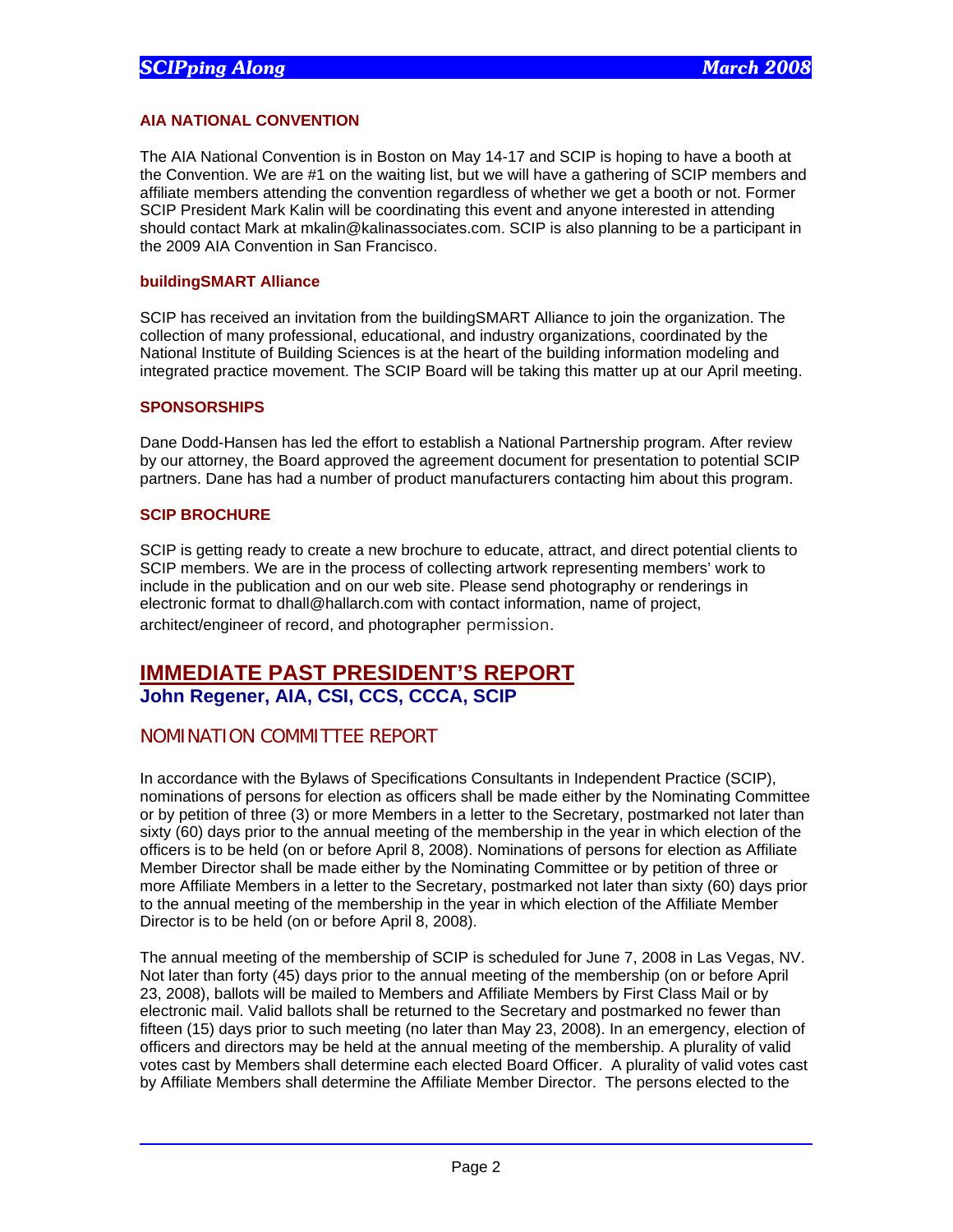### AIA NATIONAL CONVENTION

The AIA National Convention is in Boston on May 14-17 and SCIP is hoping to have a booth at the Convention. We are #1 on the waiting list, but we will have a gathering of SCIP members and affiliate members attending the convention regardless of whether we get a booth or not. Former SCIP President Mark Kalin will be coordinating this event and anyone interested in attending should contact Mark at mkalin@kalinassociates.com. SCIP is also planning to be a participant in the 2009 AIA Convention in San Francisco.

### buildingSMART Alliance

SCIP has received an invitation from the buildingSMART Alliance to join the organization. The collection of many professional, educational, and industry organizations, coordinated by the National Institute of Building Sciences is at the heart of the building information modeling and integrated practice movement. The SCIP Board will be taking this matter up at our April meeting.

### SPONSORSHIPS

Dane Dodd-Hansen has led the effort to establish a National Partnership program. After review by our attorney, the Board approved the agreement document for presentation to potential SCIP partners. Dane has had a number of product manufacturers contacting him about this program.

### SCIP BROCHURE

SCIP is getting ready to create a new brochure to educate, attract, and direct potential clients to SCIP members. We are in the process of collecting artwork representing members' work to include in the publication and on our web site. Please send photography or renderings in electronic format to dhall@hallarch.com with contact information, name of project, architect/engineer of record, and photographer permission.

## IMMEDIATE PAST PRESIDENT'S REPORT

**John Regener, AIA, CSI, CCS, CCCA, SCIP**

### NOMINATION COMMITTEE REPORT

In accordance with the Bylaws of Specifications Consultants in Independent Practice (SCIP), nominations of persons for election as officers shall be made either by the Nominating Committee or by petition of three (3) or more Members in a letter to the Secretary, postmarked not later than sixty (60) days prior to the annual meeting of the membership in the year in which election of the officers is to be held (on or before April 8, 2008). Nominations of persons for election as Affiliate Member Director shall be made either by the Nominating Committee or by petition of three or more Affiliate Members in a letter to the Secretary, postmarked not later than sixty (60) days prior to the annual meeting of the membership in the year in which election of the Affiliate Member Director is to be held (on or before April 8, 2008).

The annual meeting of the membership of SCIP is scheduled for June 7, 2008 in Las Vegas, NV. Not later than forty (45) days prior to the annual meeting of the membership (on or before April 23, 2008), ballots will be mailed to Members and Affiliate Members by First Class Mail or by electronic mail. Valid ballots shall be returned to the Secretary and postmarked no fewer than fifteen (15) days prior to such meeting (no later than May 23, 2008). In an emergency, election of officers and directors may be held at the annual meeting of the membership. A plurality of valid votes cast by Members shall determine each elected Board Officer. A plurality of valid votes cast by Affiliate Members shall determine the Affiliate Member Director. The persons elected to the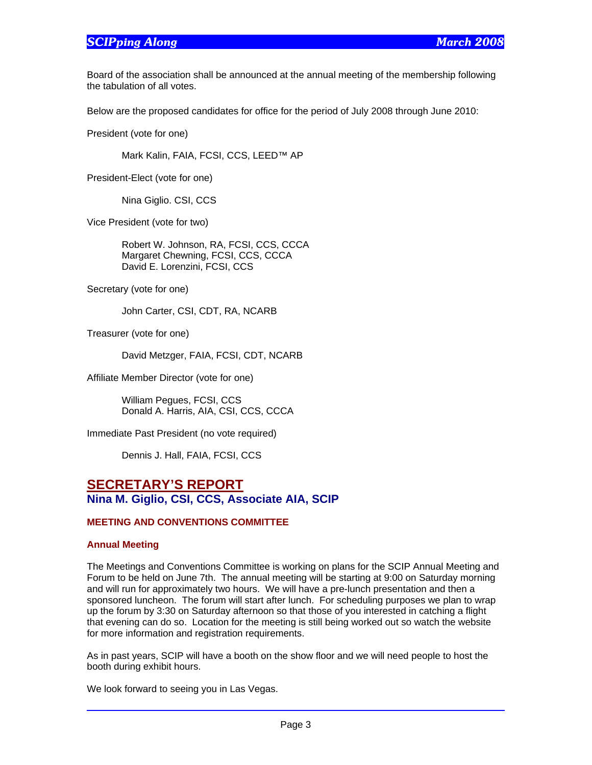Board of the association shall be announced at the annual meeting of the membership following the tabulation of all votes.

Below are the proposed candidates for office for the period of July 2008 through June 2010:

President (vote for one)

Mark Kalin, FAIA, FCSI, CCS, LEED™ AP

President-Elect (vote for one)

Nina Giglio. CSI, CCS

Vice President (vote for two)

Robert W. Johnson, RA, FCSI, CCS, CCCA
Margaret Chewning, FCSI, CCS, CCCA
David E. Lorenzini, FCSI, CCS

Secretary (vote for one)

John Carter, CSI, CDT, RA, NCARB

Treasurer (vote for one)

David Metzger, FAIA, FCSI, CDT, NCARB

Affiliate Member Director (vote for one)

William Pegues, FCSI, CCS
Donald A. Harris, AIA, CSI, CCS, CCCA

Immediate Past President (no vote required)

Dennis J. Hall, FAIA, FCSI, CCS

## SECRETARY'S REPORT

### Nina M. Giglio, CSI, CCS, Associate AIA, SCIP

#### MEETING AND CONVENTIONS COMMITTEE

#### Annual Meeting

The Meetings and Conventions Committee is working on plans for the SCIP Annual Meeting and Forum to be held on June 7th. The annual meeting will be starting at 9:00 on Saturday morning and will run for approximately two hours. We will have a pre-lunch presentation and then a sponsored luncheon. The forum will start after lunch. For scheduling purposes we plan to wrap up the forum by 3:30 on Saturday afternoon so that those of you interested in catching a flight that evening can do so. Location for the meeting is still being worked out so watch the website for more information and registration requirements.

As in past years, SCIP will have a booth on the show floor and we will need people to host the booth during exhibit hours.

We look forward to seeing you in Las Vegas.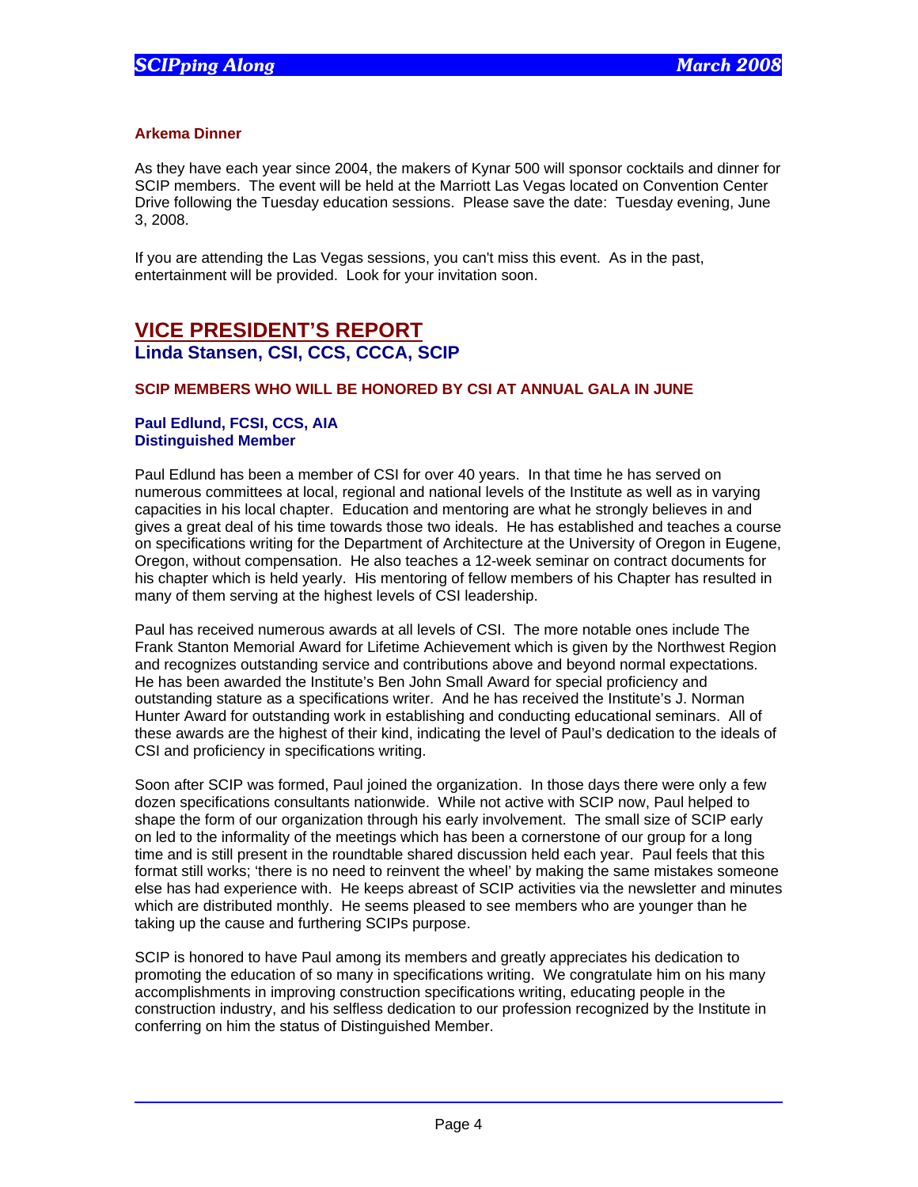### Arkema Dinner

As they have each year since 2004, the makers of Kynar 500 will sponsor cocktails and dinner for SCIP members. The event will be held at the Marriott Las Vegas located on Convention Center Drive following the Tuesday education sessions. Please save the date: Tuesday evening, June 3, 2008.

If you are attending the Las Vegas sessions, you can't miss this event. As in the past, entertainment will be provided. Look for your invitation soon.

## VICE PRESIDENT'S REPORT

**Linda Stansen, CSI, CCS, CCCA, SCIP**

### SCIP MEMBERS WHO WILL BE HONORED BY CSI AT ANNUAL GALA IN JUNE

**Paul Edlund, FCSI, CCS, AIA**
**Distinguished Member**

Paul Edlund has been a member of CSI for over 40 years. In that time he has served on numerous committees at local, regional and national levels of the Institute as well as in varying capacities in his local chapter. Education and mentoring are what he strongly believes in and gives a great deal of his time towards those two ideals. He has established and teaches a course on specifications writing for the Department of Architecture at the University of Oregon in Eugene, Oregon, without compensation. He also teaches a 12-week seminar on contract documents for his chapter which is held yearly. His mentoring of fellow members of his Chapter has resulted in many of them serving at the highest levels of CSI leadership.

Paul has received numerous awards at all levels of CSI. The more notable ones include The Frank Stanton Memorial Award for Lifetime Achievement which is given by the Northwest Region and recognizes outstanding service and contributions above and beyond normal expectations. He has been awarded the Institute's Ben John Small Award for special proficiency and outstanding stature as a specifications writer. And he has received the Institute's J. Norman Hunter Award for outstanding work in establishing and conducting educational seminars. All of these awards are the highest of their kind, indicating the level of Paul's dedication to the ideals of CSI and proficiency in specifications writing.

Soon after SCIP was formed, Paul joined the organization. In those days there were only a few dozen specifications consultants nationwide. While not active with SCIP now, Paul helped to shape the form of our organization through his early involvement. The small size of SCIP early on led to the informality of the meetings which has been a cornerstone of our group for a long time and is still present in the roundtable shared discussion held each year. Paul feels that this format still works; 'there is no need to reinvent the wheel' by making the same mistakes someone else has had experience with. He keeps abreast of SCIP activities via the newsletter and minutes which are distributed monthly. He seems pleased to see members who are younger than he taking up the cause and furthering SCIPs purpose.

SCIP is honored to have Paul among its members and greatly appreciates his dedication to promoting the education of so many in specifications writing. We congratulate him on his many accomplishments in improving construction specifications writing, educating people in the construction industry, and his selfless dedication to our profession recognized by the Institute in conferring on him the status of Distinguished Member.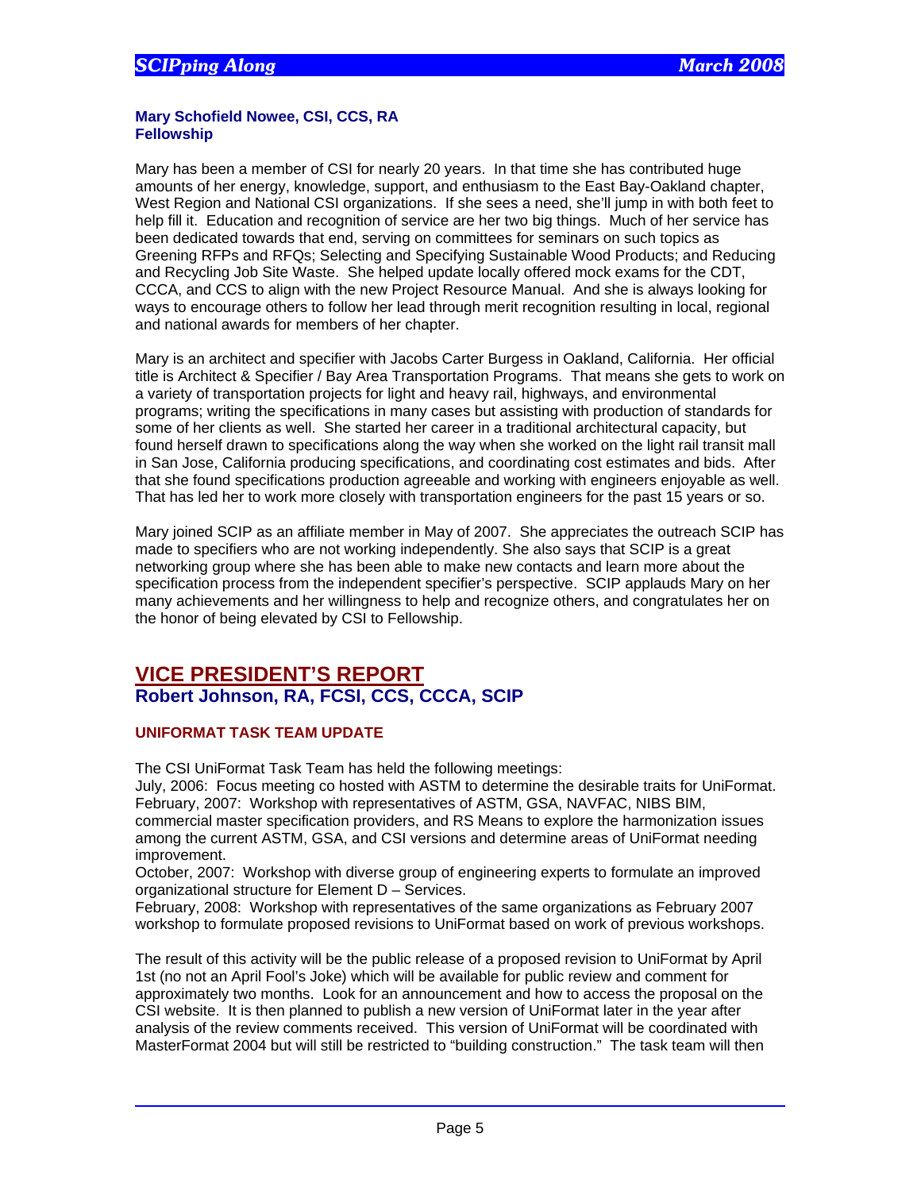**Mary Schofield Nowee, CSI, CCS, RA**
**Fellowship**

Mary has been a member of CSI for nearly 20 years. In that time she has contributed huge amounts of her energy, knowledge, support, and enthusiasm to the East Bay-Oakland chapter, West Region and National CSI organizations. If she sees a need, she'll jump in with both feet to help fill it. Education and recognition of service are her two big things. Much of her service has been dedicated towards that end, serving on committees for seminars on such topics as Greening RFPs and RFQs; Selecting and Specifying Sustainable Wood Products; and Reducing and Recycling Job Site Waste. She helped update locally offered mock exams for the CDT, CCCA, and CCS to align with the new Project Resource Manual. And she is always looking for ways to encourage others to follow her lead through merit recognition resulting in local, regional and national awards for members of her chapter.

Mary is an architect and specifier with Jacobs Carter Burgess in Oakland, California. Her official title is Architect & Specifier / Bay Area Transportation Programs. That means she gets to work on a variety of transportation projects for light and heavy rail, highways, and environmental programs; writing the specifications in many cases but assisting with production of standards for some of her clients as well. She started her career in a traditional architectural capacity, but found herself drawn to specifications along the way when she worked on the light rail transit mall in San Jose, California producing specifications, and coordinating cost estimates and bids. After that she found specifications production agreeable and working with engineers enjoyable as well. That has led her to work more closely with transportation engineers for the past 15 years or so.

Mary joined SCIP as an affiliate member in May of 2007. She appreciates the outreach SCIP has made to specifiers who are not working independently. She also says that SCIP is a great networking group where she has been able to make new contacts and learn more about the specification process from the independent specifier's perspective. SCIP applauds Mary on her many achievements and her willingness to help and recognize others, and congratulates her on the honor of being elevated by CSI to Fellowship.

## VICE PRESIDENT'S REPORT

### Robert Johnson, RA, FCSI, CCS, CCCA, SCIP

#### UNIFORMAT TASK TEAM UPDATE

The CSI UniFormat Task Team has held the following meetings:
July, 2006: Focus meeting co hosted with ASTM to determine the desirable traits for UniFormat.
February, 2007: Workshop with representatives of ASTM, GSA, NAVFAC, NIBS BIM, commercial master specification providers, and RS Means to explore the harmonization issues among the current ASTM, GSA, and CSI versions and determine areas of UniFormat needing improvement.
October, 2007: Workshop with diverse group of engineering experts to formulate an improved organizational structure for Element D – Services.
February, 2008: Workshop with representatives of the same organizations as February 2007 workshop to formulate proposed revisions to UniFormat based on work of previous workshops.

The result of this activity will be the public release of a proposed revision to UniFormat by April 1st (no not an April Fool's Joke) which will be available for public review and comment for approximately two months. Look for an announcement and how to access the proposal on the CSI website. It is then planned to publish a new version of UniFormat later in the year after analysis of the review comments received. This version of UniFormat will be coordinated with MasterFormat 2004 but will still be restricted to "building construction." The task team will then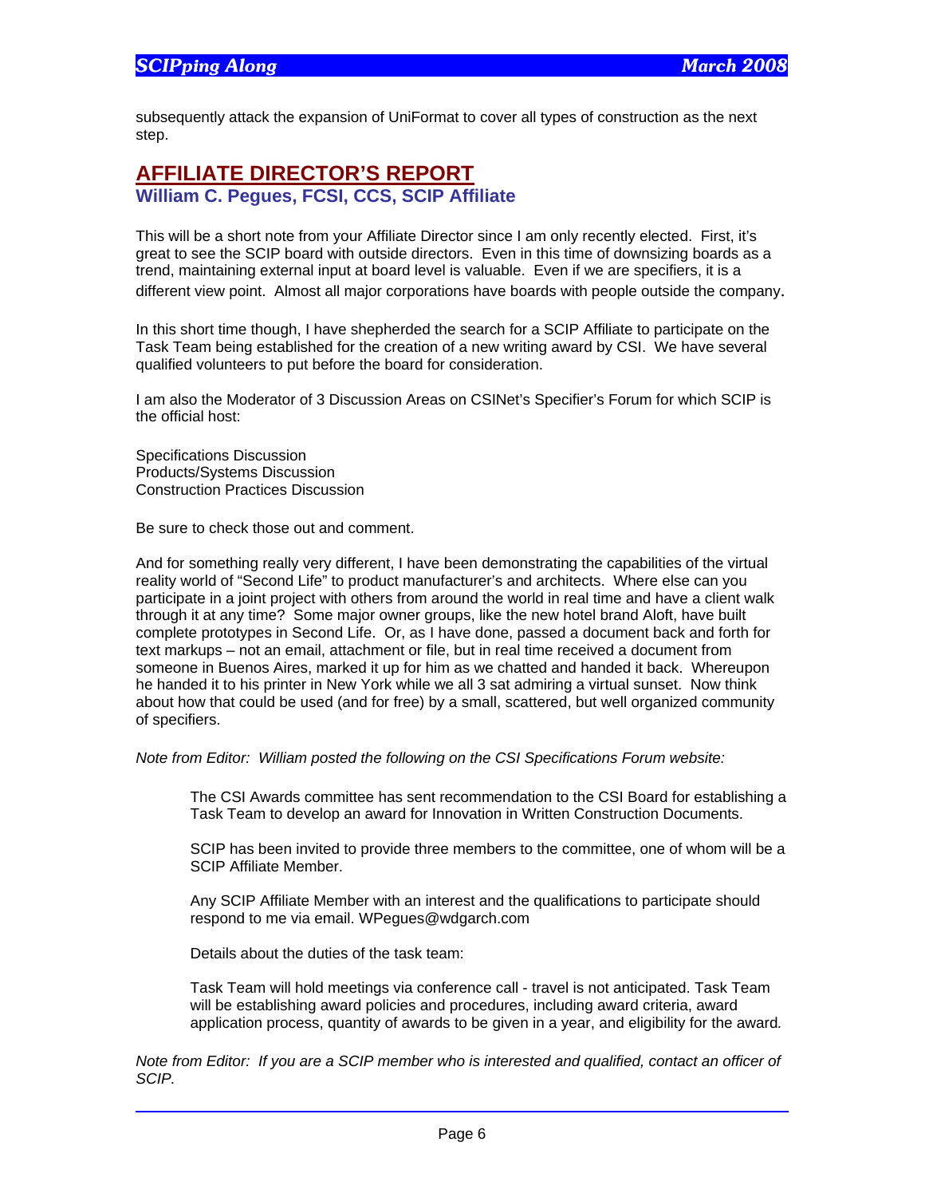subsequently attack the expansion of UniFormat to cover all types of construction as the next step.

## AFFILIATE DIRECTOR'S REPORT

### William C. Pegues, FCSI, CCS, SCIP Affiliate

This will be a short note from your Affiliate Director since I am only recently elected. First, it's great to see the SCIP board with outside directors. Even in this time of downsizing boards as a trend, maintaining external input at board level is valuable. Even if we are specifiers, it is a different view point. Almost all major corporations have boards with people outside the company.

In this short time though, I have shepherded the search for a SCIP Affiliate to participate on the Task Team being established for the creation of a new writing award by CSI. We have several qualified volunteers to put before the board for consideration.

I am also the Moderator of 3 Discussion Areas on CSINet's Specifier's Forum for which SCIP is the official host:

Specifications Discussion
Products/Systems Discussion
Construction Practices Discussion

Be sure to check those out and comment.

And for something really very different, I have been demonstrating the capabilities of the virtual reality world of "Second Life" to product manufacturer's and architects. Where else can you participate in a joint project with others from around the world in real time and have a client walk through it at any time? Some major owner groups, like the new hotel brand Aloft, have built complete prototypes in Second Life. Or, as I have done, passed a document back and forth for text markups – not an email, attachment or file, but in real time received a document from someone in Buenos Aires, marked it up for him as we chatted and handed it back. Whereupon he handed it to his printer in New York while we all 3 sat admiring a virtual sunset. Now think about how that could be used (and for free) by a small, scattered, but well organized community of specifiers.

*Note from Editor: William posted the following on the CSI Specifications Forum website:*

> The CSI Awards committee has sent recommendation to the CSI Board for establishing a Task Team to develop an award for Innovation in Written Construction Documents.
>
> SCIP has been invited to provide three members to the committee, one of whom will be a SCIP Affiliate Member.
>
> Any SCIP Affiliate Member with an interest and the qualifications to participate should respond to me via email. WPegues@wdgarch.com
>
> Details about the duties of the task team:
>
> Task Team will hold meetings via conference call - travel is not anticipated. Task Team will be establishing award policies and procedures, including award criteria, award application process, quantity of awards to be given in a year, and eligibility for the award.

*Note from Editor: If you are a SCIP member who is interested and qualified, contact an officer of SCIP.*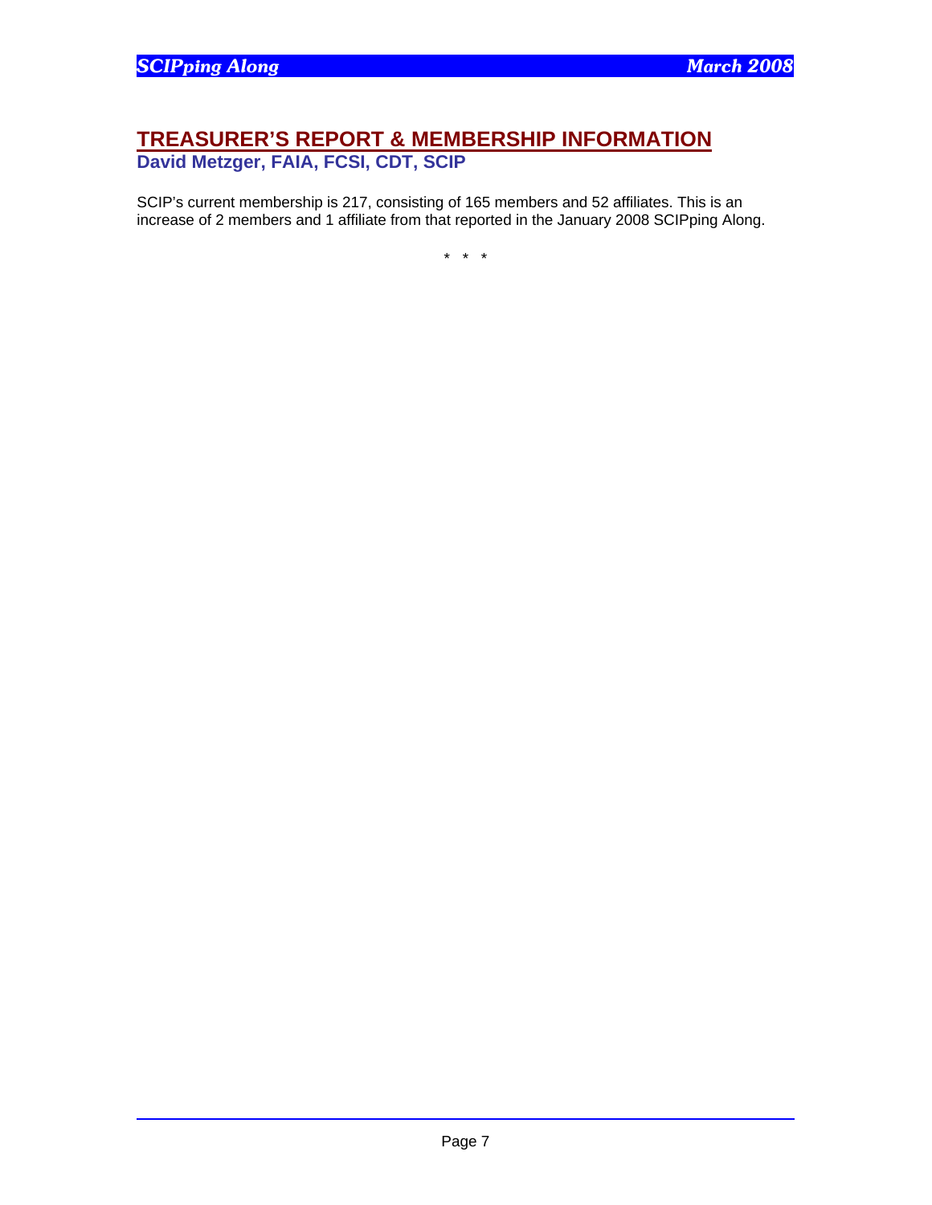## TREASURER'S REPORT & MEMBERSHIP INFORMATION

**David Metzger, FAIA, FCSI, CDT, SCIP**

SCIP's current membership is 217, consisting of 165 members and 52 affiliates. This is an increase of 2 members and 1 affiliate from that reported in the January 2008 SCIPping Along.

\* \* \*